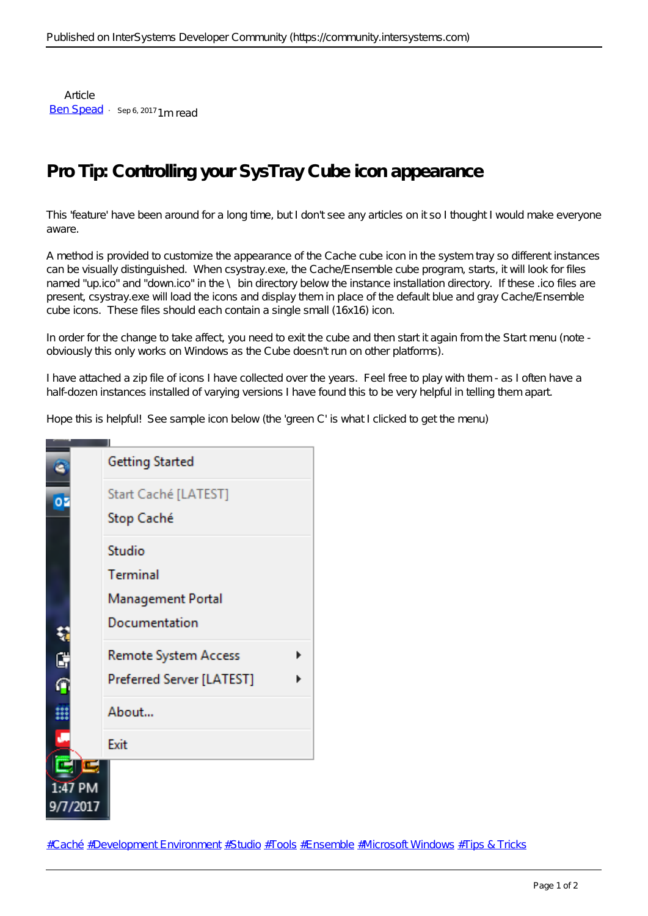Article
[Ben Spead](#) · Sep 6, 2017 1m read

# Pro Tip: Controlling your SysTray Cube icon appearance

This 'feature' have been around for a long time, but I don't see any articles on it so I thought I would make everyone aware.

A method is provided to customize the appearance of the Cache cube icon in the system tray so different instances can be visually distinguished. When csystray.exe, the Cache/Ensemble cube program, starts, it will look for files named "up.ico" and "down.ico" in the \ bin directory below the instance installation directory. If these .ico files are present, csystray.exe will load the icons and display them in place of the default blue and gray Cache/Ensemble cube icons. These files should each contain a single small (16x16) icon.

In order for the change to take affect, you need to exit the cube and then start it again from the Start menu (note - obviously this only works on Windows as the Cube doesn't run on other platforms).

I have attached a zip file of icons I have collected over the years. Feel free to play with them - as I often have a half-dozen instances installed of varying versions I have found this to be very helpful in telling them apart.

Hope this is helpful! See sample icon below (the 'green C' is what I clicked to get the menu)

[#Caché](#) [#Development Environment](#) [#Studio](#) [#Tools](#) [#Ensemble](#) [#Microsoft Windows](#) [#Tips & Tricks](#)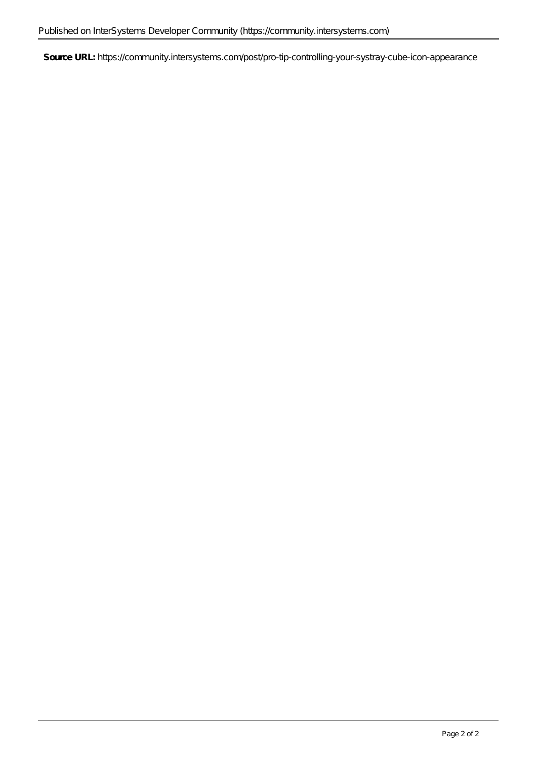**Source URL:** https://community.intersystems.com/post/pro-tip-controlling-your-systray-cube-icon-appearance